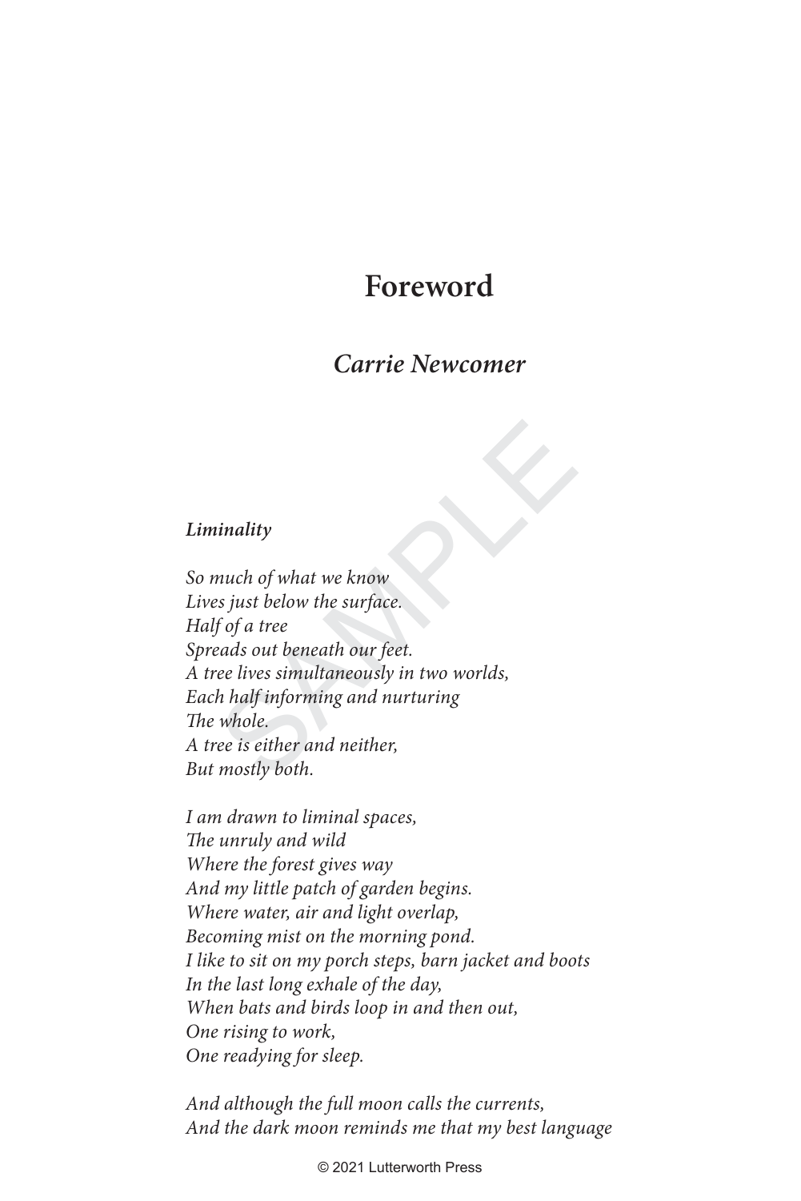# Foreword

## *Carrie Newcomer*

***Liminality***

*So much of what we know*
*Lives just below the surface.*
*Half of a tree*
*Spreads out beneath our feet.*
*A tree lives simultaneously in two worlds,*
*Each half informing and nurturing*
*The whole.*
*A tree is either and neither,*
*But mostly both.*

*I am drawn to liminal spaces,*
*The unruly and wild*
*Where the forest gives way*
*And my little patch of garden begins.*
*Where water, air and light overlap,*
*Becoming mist on the morning pond.*
*I like to sit on my porch steps, barn jacket and boots*
*In the last long exhale of the day,*
*When bats and birds loop in and then out,*
*One rising to work,*
*One readying for sleep.*

*And although the full moon calls the currents,*
*And the dark moon reminds me that my best language*

© 2021 Lutterworth Press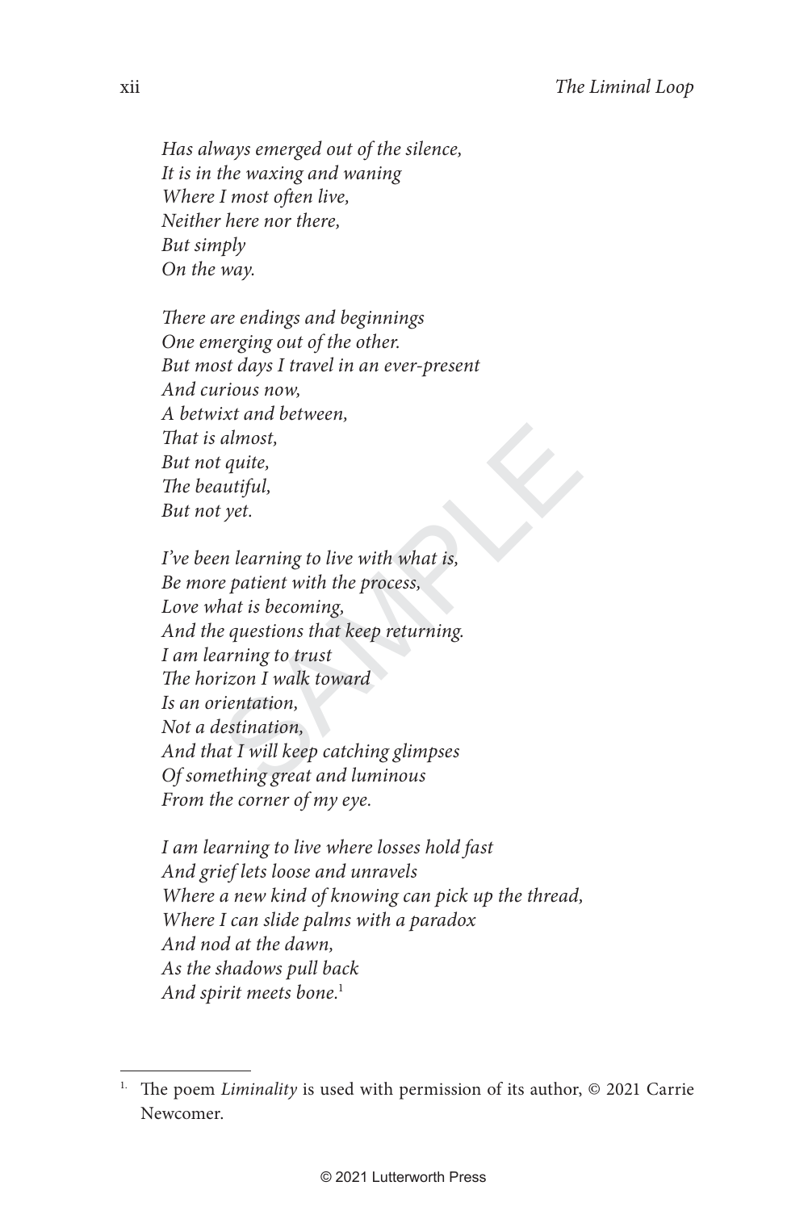*Has always emerged out of the silence,*
*It is in the waxing and waning*
*Where I most often live,*
*Neither here nor there,*
*But simply*
*On the way.*

*There are endings and beginnings*
*One emerging out of the other.*
*But most days I travel in an ever-present*
*And curious now,*
*A betwixt and between,*
*That is almost,*
*But not quite,*
*The beautiful,*
*But not yet.*

*I've been learning to live with what is,*
*Be more patient with the process,*
*Love what is becoming,*
*And the questions that keep returning.*
*I am learning to trust*
*The horizon I walk toward*
*Is an orientation,*
*Not a destination,*
*And that I will keep catching glimpses*
*Of something great and luminous*
*From the corner of my eye.*

*I am learning to live where losses hold fast*
*And grief lets loose and unravels*
*Where a new kind of knowing can pick up the thread,*
*Where I can slide palms with a paradox*
*And nod at the dawn,*
*As the shadows pull back*
*And spirit meets bone.*[1]

---

1. The poem *Liminality* is used with permission of its author, © 2021 Carrie Newcomer.